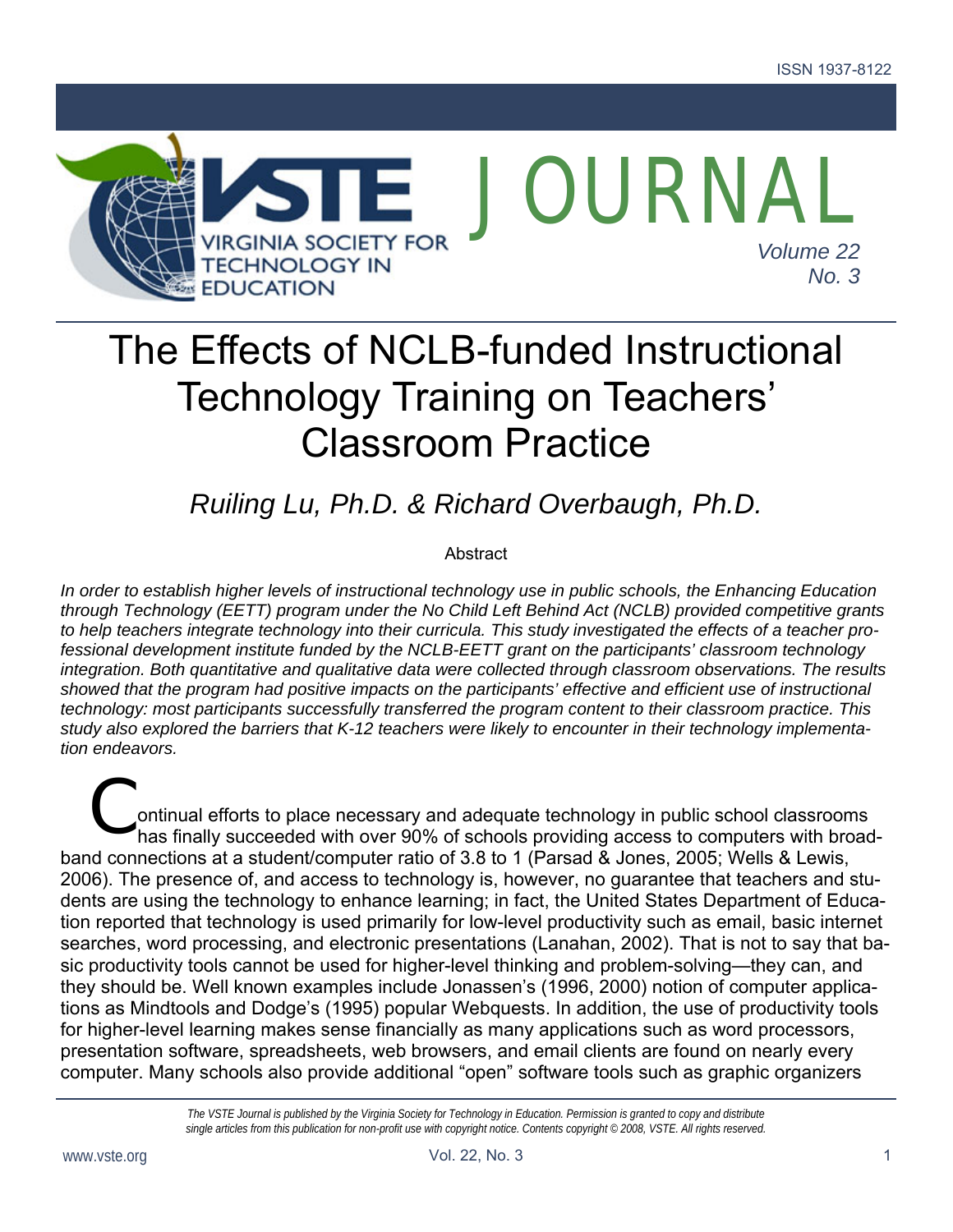# The Effects of NCLB-funded Instructional Technology Training on Teachers' Classroom Practice

*Ruiling Lu, Ph.D. & Richard Overbaugh, Ph.D.*

Abstract

*In order to establish higher levels of instructional technology use in public schools, the Enhancing Education through Technology (EETT) program under the No Child Left Behind Act (NCLB) provided competitive grants to help teachers integrate technology into their curricula. This study investigated the effects of a teacher professional development institute funded by the NCLB-EETT grant on the participants' classroom technology integration. Both quantitative and qualitative data were collected through classroom observations. The results showed that the program had positive impacts on the participants' effective and efficient use of instructional technology: most participants successfully transferred the program content to their classroom practice. This study also explored the barriers that K-12 teachers were likely to encounter in their technology implementation endeavors.*

Continual efforts to place necessary and adequate technology in public school classrooms has finally succeeded with over 90% of schools providing access to computers with broadband connections at a student/computer ratio of 3.8 to 1 (Parsad & Jones, 2005; Wells & Lewis, 2006). The presence of, and access to technology is, however, no guarantee that teachers and students are using the technology to enhance learning; in fact, the United States Department of Education reported that technology is used primarily for low-level productivity such as email, basic internet searches, word processing, and electronic presentations (Lanahan, 2002). That is not to say that basic productivity tools cannot be used for higher-level thinking and problem-solving—they can, and they should be. Well known examples include Jonassen's (1996, 2000) notion of computer applications as Mindtools and Dodge's (1995) popular Webquests. In addition, the use of productivity tools for higher-level learning makes sense financially as many applications such as word processors, presentation software, spreadsheets, web browsers, and email clients are found on nearly every computer. Many schools also provide additional "open" software tools such as graphic organizers

*The VSTE Journal is published by the Virginia Society for Technology in Education. Permission is granted to copy and distribute single articles from this publication for non-profit use with copyright notice. Contents copyright © 2008, VSTE. All rights reserved.*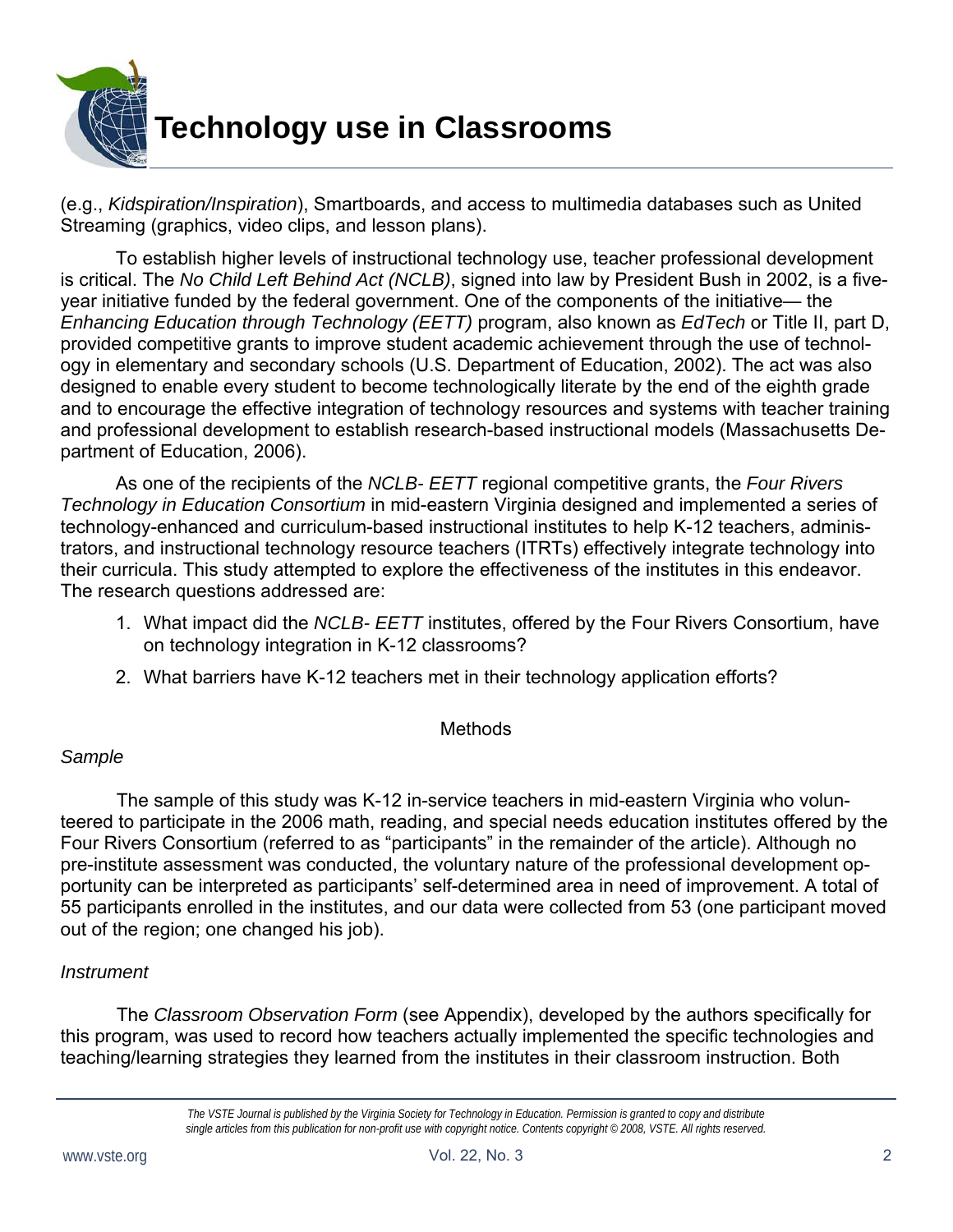(e.g., *Kidspiration/Inspiration*), Smartboards, and access to multimedia databases such as United Streaming (graphics, video clips, and lesson plans).

To establish higher levels of instructional technology use, teacher professional development is critical. The *No Child Left Behind Act (NCLB)*, signed into law by President Bush in 2002, is a five-year initiative funded by the federal government. One of the components of the initiative— the *Enhancing Education through Technology (EETT)* program, also known as *EdTech* or Title II, part D, provided competitive grants to improve student academic achievement through the use of technology in elementary and secondary schools (U.S. Department of Education, 2002). The act was also designed to enable every student to become technologically literate by the end of the eighth grade and to encourage the effective integration of technology resources and systems with teacher training and professional development to establish research-based instructional models (Massachusetts Department of Education, 2006).

As one of the recipients of the *NCLB- EETT* regional competitive grants, the *Four Rivers Technology in Education Consortium* in mid-eastern Virginia designed and implemented a series of technology-enhanced and curriculum-based instructional institutes to help K-12 teachers, administrators, and instructional technology resource teachers (ITRTs) effectively integrate technology into their curricula. This study attempted to explore the effectiveness of the institutes in this endeavor. The research questions addressed are:

1. What impact did the *NCLB- EETT* institutes, offered by the Four Rivers Consortium, have on technology integration in K-12 classrooms?
2. What barriers have K-12 teachers met in their technology application efforts?

## Methods

### *Sample*

The sample of this study was K-12 in-service teachers in mid-eastern Virginia who volunteered to participate in the 2006 math, reading, and special needs education institutes offered by the Four Rivers Consortium (referred to as "participants" in the remainder of the article). Although no pre-institute assessment was conducted, the voluntary nature of the professional development opportunity can be interpreted as participants' self-determined area in need of improvement. A total of 55 participants enrolled in the institutes, and our data were collected from 53 (one participant moved out of the region; one changed his job).

### *Instrument*

The *Classroom Observation Form* (see Appendix), developed by the authors specifically for this program, was used to record how teachers actually implemented the specific technologies and teaching/learning strategies they learned from the institutes in their classroom instruction. Both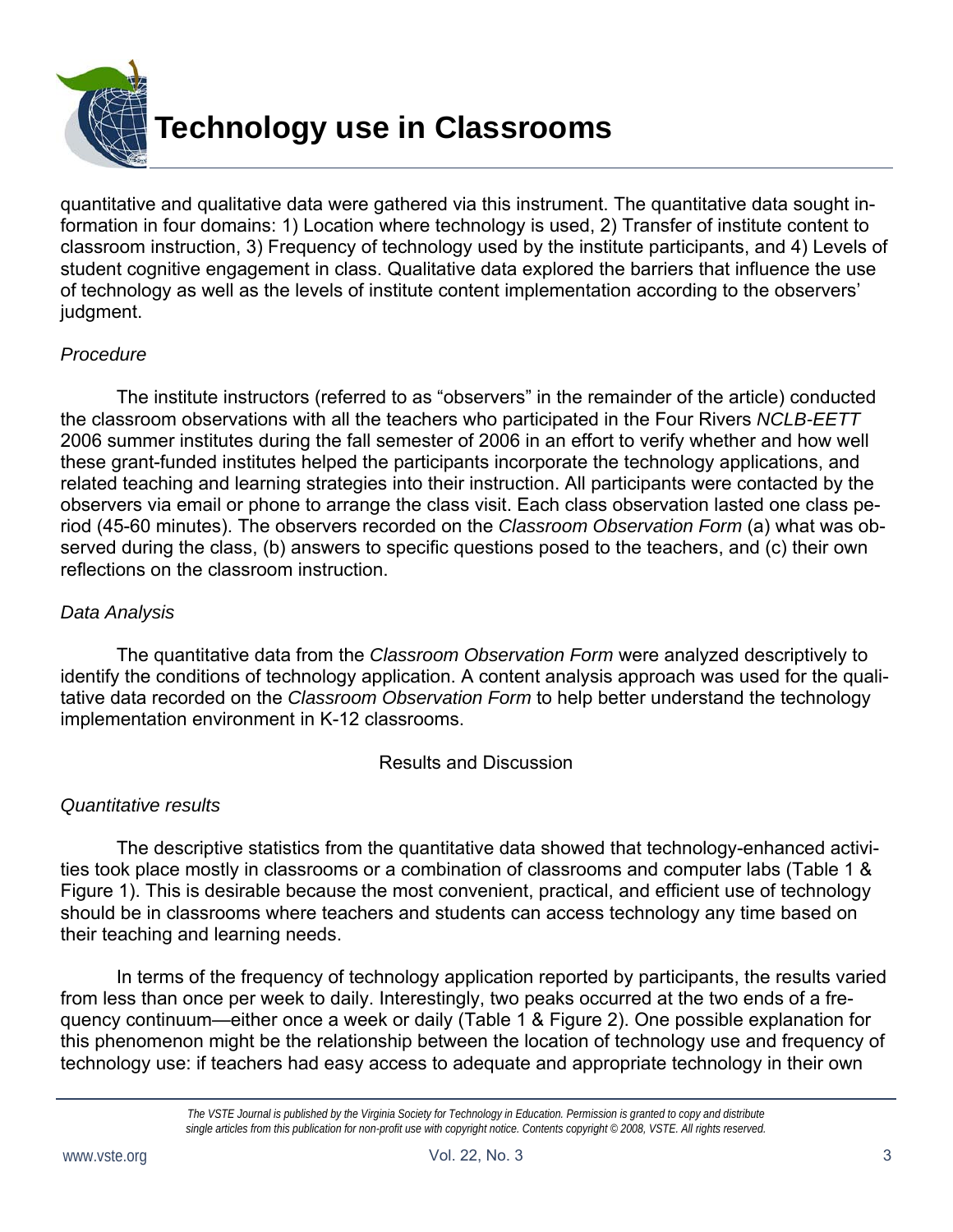quantitative and qualitative data were gathered via this instrument. The quantitative data sought information in four domains: 1) Location where technology is used, 2) Transfer of institute content to classroom instruction, 3) Frequency of technology used by the institute participants, and 4) Levels of student cognitive engagement in class. Qualitative data explored the barriers that influence the use of technology as well as the levels of institute content implementation according to the observers' judgment.

*Procedure*

The institute instructors (referred to as "observers" in the remainder of the article) conducted the classroom observations with all the teachers who participated in the Four Rivers *NCLB-EETT* 2006 summer institutes during the fall semester of 2006 in an effort to verify whether and how well these grant-funded institutes helped the participants incorporate the technology applications, and related teaching and learning strategies into their instruction. All participants were contacted by the observers via email or phone to arrange the class visit. Each class observation lasted one class period (45-60 minutes). The observers recorded on the *Classroom Observation Form* (a) what was observed during the class, (b) answers to specific questions posed to the teachers, and (c) their own reflections on the classroom instruction.

*Data Analysis*

The quantitative data from the *Classroom Observation Form* were analyzed descriptively to identify the conditions of technology application. A content analysis approach was used for the qualitative data recorded on the *Classroom Observation Form* to help better understand the technology implementation environment in K-12 classrooms.

## Results and Discussion

*Quantitative results*

The descriptive statistics from the quantitative data showed that technology-enhanced activities took place mostly in classrooms or a combination of classrooms and computer labs (Table 1 & Figure 1). This is desirable because the most convenient, practical, and efficient use of technology should be in classrooms where teachers and students can access technology any time based on their teaching and learning needs.

In terms of the frequency of technology application reported by participants, the results varied from less than once per week to daily. Interestingly, two peaks occurred at the two ends of a frequency continuum—either once a week or daily (Table 1 & Figure 2). One possible explanation for this phenomenon might be the relationship between the location of technology use and frequency of technology use: if teachers had easy access to adequate and appropriate technology in their own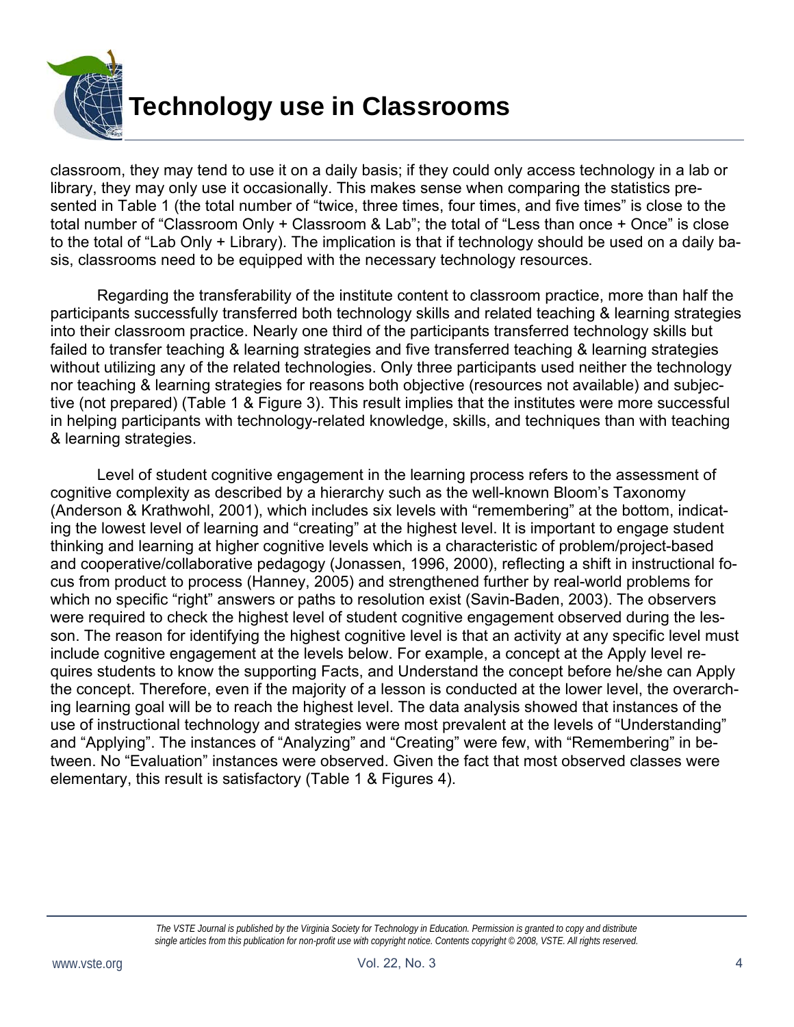classroom, they may tend to use it on a daily basis; if they could only access technology in a lab or library, they may only use it occasionally. This makes sense when comparing the statistics presented in Table 1 (the total number of "twice, three times, four times, and five times" is close to the total number of "Classroom Only + Classroom & Lab"; the total of "Less than once + Once" is close to the total of "Lab Only + Library). The implication is that if technology should be used on a daily basis, classrooms need to be equipped with the necessary technology resources.

Regarding the transferability of the institute content to classroom practice, more than half the participants successfully transferred both technology skills and related teaching & learning strategies into their classroom practice. Nearly one third of the participants transferred technology skills but failed to transfer teaching & learning strategies and five transferred teaching & learning strategies without utilizing any of the related technologies. Only three participants used neither the technology nor teaching & learning strategies for reasons both objective (resources not available) and subjective (not prepared) (Table 1 & Figure 3). This result implies that the institutes were more successful in helping participants with technology-related knowledge, skills, and techniques than with teaching & learning strategies.

Level of student cognitive engagement in the learning process refers to the assessment of cognitive complexity as described by a hierarchy such as the well-known Bloom's Taxonomy (Anderson & Krathwohl, 2001), which includes six levels with "remembering" at the bottom, indicating the lowest level of learning and "creating" at the highest level. It is important to engage student thinking and learning at higher cognitive levels which is a characteristic of problem/project-based and cooperative/collaborative pedagogy (Jonassen, 1996, 2000), reflecting a shift in instructional focus from product to process (Hanney, 2005) and strengthened further by real-world problems for which no specific "right" answers or paths to resolution exist (Savin-Baden, 2003). The observers were required to check the highest level of student cognitive engagement observed during the lesson. The reason for identifying the highest cognitive level is that an activity at any specific level must include cognitive engagement at the levels below. For example, a concept at the Apply level requires students to know the supporting Facts, and Understand the concept before he/she can Apply the concept. Therefore, even if the majority of a lesson is conducted at the lower level, the overarching learning goal will be to reach the highest level. The data analysis showed that instances of the use of instructional technology and strategies were most prevalent at the levels of "Understanding" and "Applying". The instances of "Analyzing" and "Creating" were few, with "Remembering" in between. No "Evaluation" instances were observed. Given the fact that most observed classes were elementary, this result is satisfactory (Table 1 & Figures 4).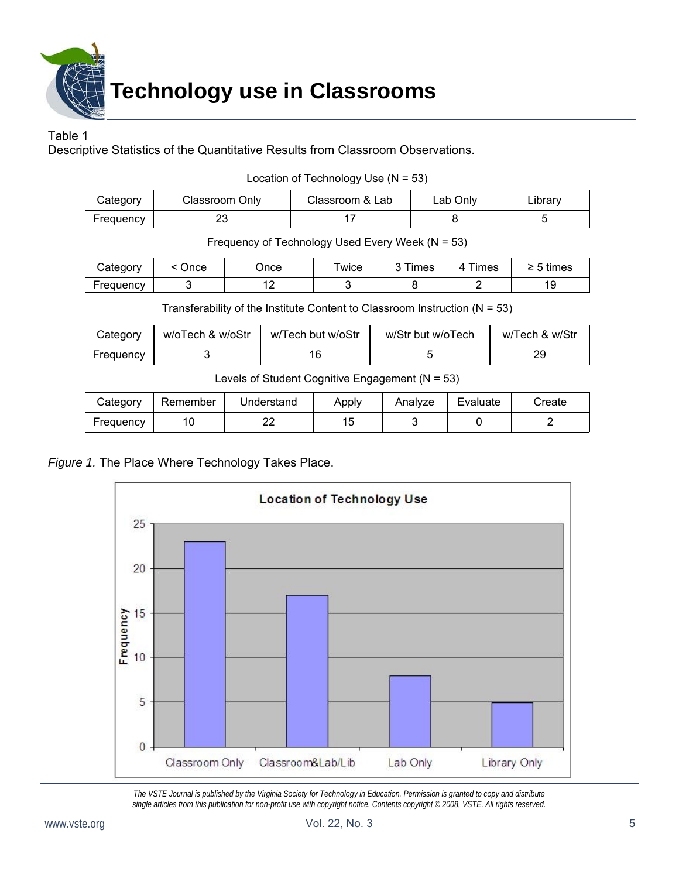# Technology use in Classrooms

Table 1

Descriptive Statistics of the Quantitative Results from Classroom Observations.

Location of Technology Use (N = 53)

| Category | Classroom Only | Classroom & Lab | Lab Only | Library |
|---|---|---|---|---|
| Frequency | 23 | 17 | 8 | 5 |

Frequency of Technology Used Every Week (N = 53)

| Category | < Once | Once | Twice | 3 Times | 4 Times | ≥ 5 times |
|---|---|---|---|---|---|---|
| Frequency | 3 | 12 | 3 | 8 | 2 | 19 |

Transferability of the Institute Content to Classroom Instruction (N = 53)

| Category | w/oTech & w/oStr | w/Tech but w/oStr | w/Str but w/oTech | w/Tech & w/Str |
|---|---|---|---|---|
| Frequency | 3 | 16 | 5 | 29 |

Levels of Student Cognitive Engagement (N = 53)

| Category | Remember | Understand | Apply | Analyze | Evaluate | Create |
|---|---|---|---|---|---|---|
| Frequency | 10 | 22 | 15 | 3 | 0 | 2 |

*Figure 1.* The Place Where Technology Takes Place.

**Location of Technology Use**

| Location | Frequency |
|---|---|
| Classroom Only | 23 |
| Classroom&Lab/Lib | 17 |
| Lab Only | 8 |
| Library Only | 5 |

*The VSTE Journal is published by the Virginia Society for Technology in Education. Permission is granted to copy and distribute single articles from this publication for non-profit use with copyright notice. Contents copyright © 2008, VSTE. All rights reserved.*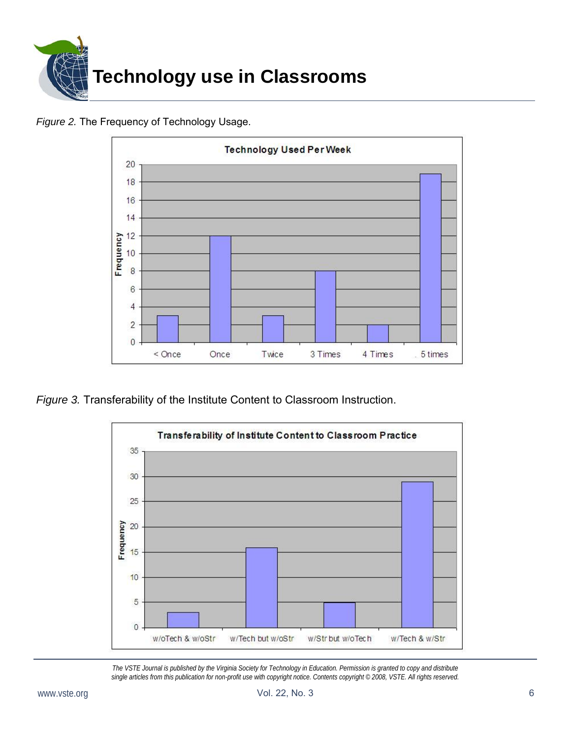# Technology use in Classrooms

*Figure 2.* The Frequency of Technology Usage.

**Technology Used Per Week**

| | < Once | Once | Twice | 3 Times | 4 Times | 5 times |
|---|---|---|---|---|---|---|
| Frequency | 3 | 12 | 3 | 8 | 2 | 19 |

*Figure 3.* Transferability of the Institute Content to Classroom Instruction.

**Transferability of Institute Content to Classroom Practice**

| | w/oTech & w/oStr | w/Tech but w/oStr | w/Str but w/oTech | w/Tech & w/Str |
|---|---|---|---|---|
| Frequency | 3 | 16 | 5 | 29 |

*The VSTE Journal is published by the Virginia Society for Technology in Education. Permission is granted to copy and distribute single articles from this publication for non-profit use with copyright notice. Contents copyright © 2008, VSTE. All rights reserved.*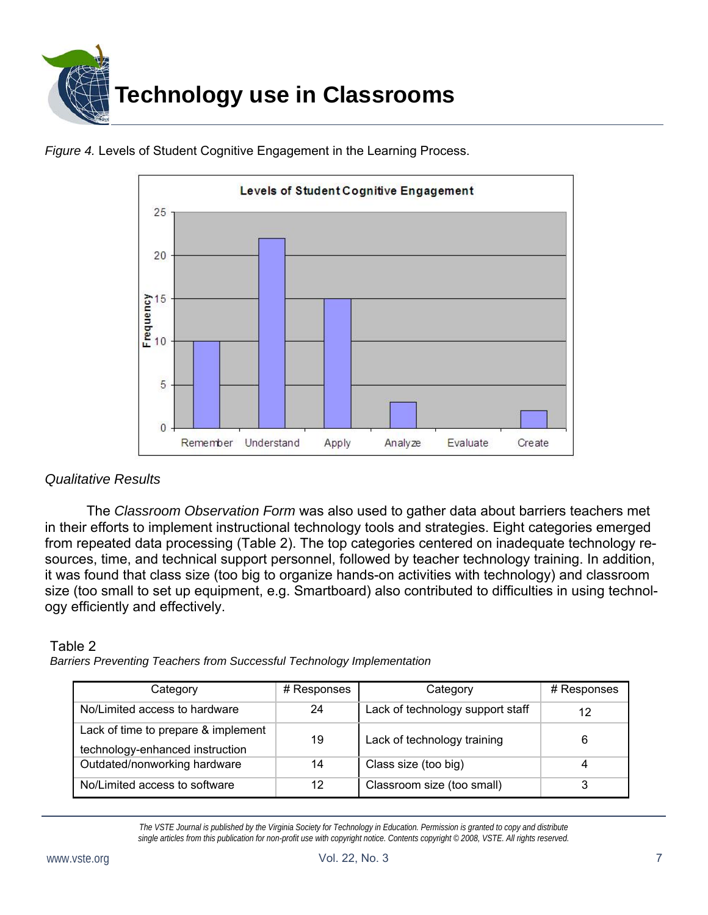# Technology use in Classrooms

*Figure 4.* Levels of Student Cognitive Engagement in the Learning Process.

*Qualitative Results*

The *Classroom Observation Form* was also used to gather data about barriers teachers met in their efforts to implement instructional technology tools and strategies. Eight categories emerged from repeated data processing (Table 2). The top categories centered on inadequate technology resources, time, and technical support personnel, followed by teacher technology training. In addition, it was found that class size (too big to organize hands-on activities with technology) and classroom size (too small to set up equipment, e.g. Smartboard) also contributed to difficulties in using technology efficiently and effectively.

Table 2

*Barriers Preventing Teachers from Successful Technology Implementation*

| Category | # Responses | Category | # Responses |
|---|---|---|---|
| No/Limited access to hardware | 24 | Lack of technology support staff | 12 |
| Lack of time to prepare & implement technology-enhanced instruction | 19 | Lack of technology training | 6 |
| Outdated/nonworking hardware | 14 | Class size (too big) | 4 |
| No/Limited access to software | 12 | Classroom size (too small) | 3 |

*The VSTE Journal is published by the Virginia Society for Technology in Education. Permission is granted to copy and distribute single articles from this publication for non-profit use with copyright notice. Contents copyright © 2008, VSTE. All rights reserved.*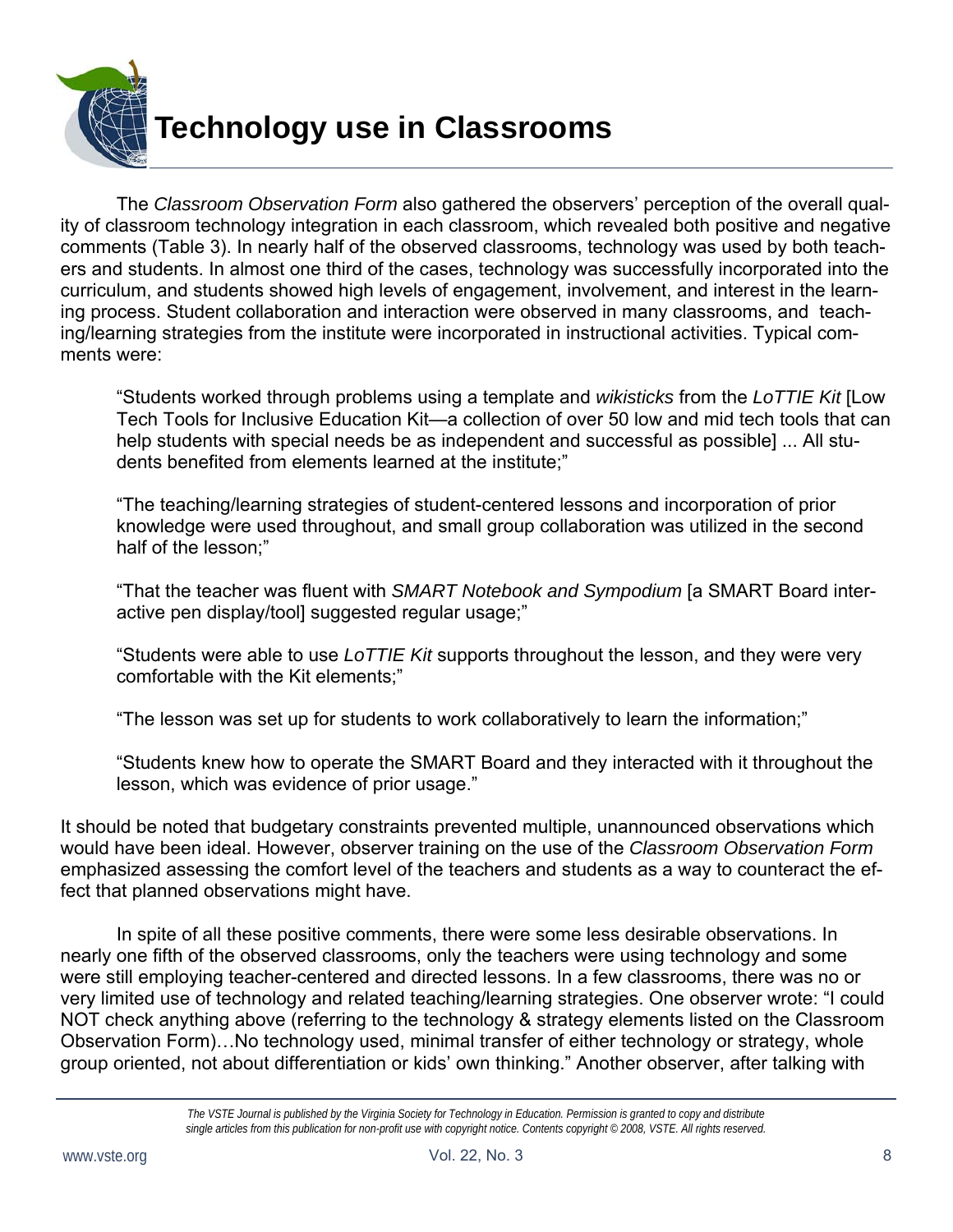# Technology use in Classrooms

The *Classroom Observation Form* also gathered the observers' perception of the overall quality of classroom technology integration in each classroom, which revealed both positive and negative comments (Table 3). In nearly half of the observed classrooms, technology was used by both teachers and students. In almost one third of the cases, technology was successfully incorporated into the curriculum, and students showed high levels of engagement, involvement, and interest in the learning process. Student collaboration and interaction were observed in many classrooms, and teaching/learning strategies from the institute were incorporated in instructional activities. Typical comments were:

> "Students worked through problems using a template and *wikisticks* from the *LoTTIE Kit* [Low Tech Tools for Inclusive Education Kit—a collection of over 50 low and mid tech tools that can help students with special needs be as independent and successful as possible] ... All students benefited from elements learned at the institute;"
>
> "The teaching/learning strategies of student-centered lessons and incorporation of prior knowledge were used throughout, and small group collaboration was utilized in the second half of the lesson;"
>
> "That the teacher was fluent with *SMART Notebook and Sympodium* [a SMART Board interactive pen display/tool] suggested regular usage;"
>
> "Students were able to use *LoTTIE Kit* supports throughout the lesson, and they were very comfortable with the Kit elements;"
>
> "The lesson was set up for students to work collaboratively to learn the information;"
>
> "Students knew how to operate the SMART Board and they interacted with it throughout the lesson, which was evidence of prior usage."

It should be noted that budgetary constraints prevented multiple, unannounced observations which would have been ideal. However, observer training on the use of the *Classroom Observation Form* emphasized assessing the comfort level of the teachers and students as a way to counteract the effect that planned observations might have.

In spite of all these positive comments, there were some less desirable observations. In nearly one fifth of the observed classrooms, only the teachers were using technology and some were still employing teacher-centered and directed lessons. In a few classrooms, there was no or very limited use of technology and related teaching/learning strategies. One observer wrote: "I could NOT check anything above (referring to the technology & strategy elements listed on the Classroom Observation Form)…No technology used, minimal transfer of either technology or strategy, whole group oriented, not about differentiation or kids' own thinking." Another observer, after talking with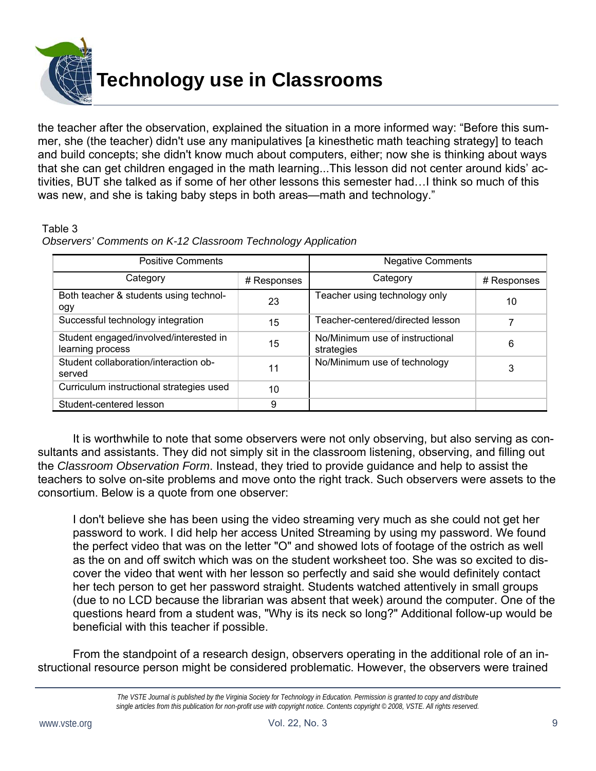the teacher after the observation, explained the situation in a more informed way: "Before this summer, she (the teacher) didn't use any manipulatives [a kinesthetic math teaching strategy] to teach and build concepts; she didn't know much about computers, either; now she is thinking about ways that she can get children engaged in the math learning...This lesson did not center around kids' activities, BUT she talked as if some of her other lessons this semester had…I think so much of this was new, and she is taking baby steps in both areas—math and technology."

Table 3
*Observers' Comments on K-12 Classroom Technology Application*

| Positive Comments | | Negative Comments | |
|---|---|---|---|
| Category | # Responses | Category | # Responses |
| Both teacher & students using technology | 23 | Teacher using technology only | 10 |
| Successful technology integration | 15 | Teacher-centered/directed lesson | 7 |
| Student engaged/involved/interested in learning process | 15 | No/Minimum use of instructional strategies | 6 |
| Student collaboration/interaction observed | 11 | No/Minimum use of technology | 3 |
| Curriculum instructional strategies used | 10 | | |
| Student-centered lesson | 9 | | |

It is worthwhile to note that some observers were not only observing, but also serving as consultants and assistants. They did not simply sit in the classroom listening, observing, and filling out the *Classroom Observation Form*. Instead, they tried to provide guidance and help to assist the teachers to solve on-site problems and move onto the right track. Such observers were assets to the consortium. Below is a quote from one observer:

> I don't believe she has been using the video streaming very much as she could not get her password to work. I did help her access United Streaming by using my password. We found the perfect video that was on the letter "O" and showed lots of footage of the ostrich as well as the on and off switch which was on the student worksheet too. She was so excited to discover the video that went with her lesson so perfectly and said she would definitely contact her tech person to get her password straight. Students watched attentively in small groups (due to no LCD because the librarian was absent that week) around the computer. One of the questions heard from a student was, "Why is its neck so long?" Additional follow-up would be beneficial with this teacher if possible.

From the standpoint of a research design, observers operating in the additional role of an instructional resource person might be considered problematic. However, the observers were trained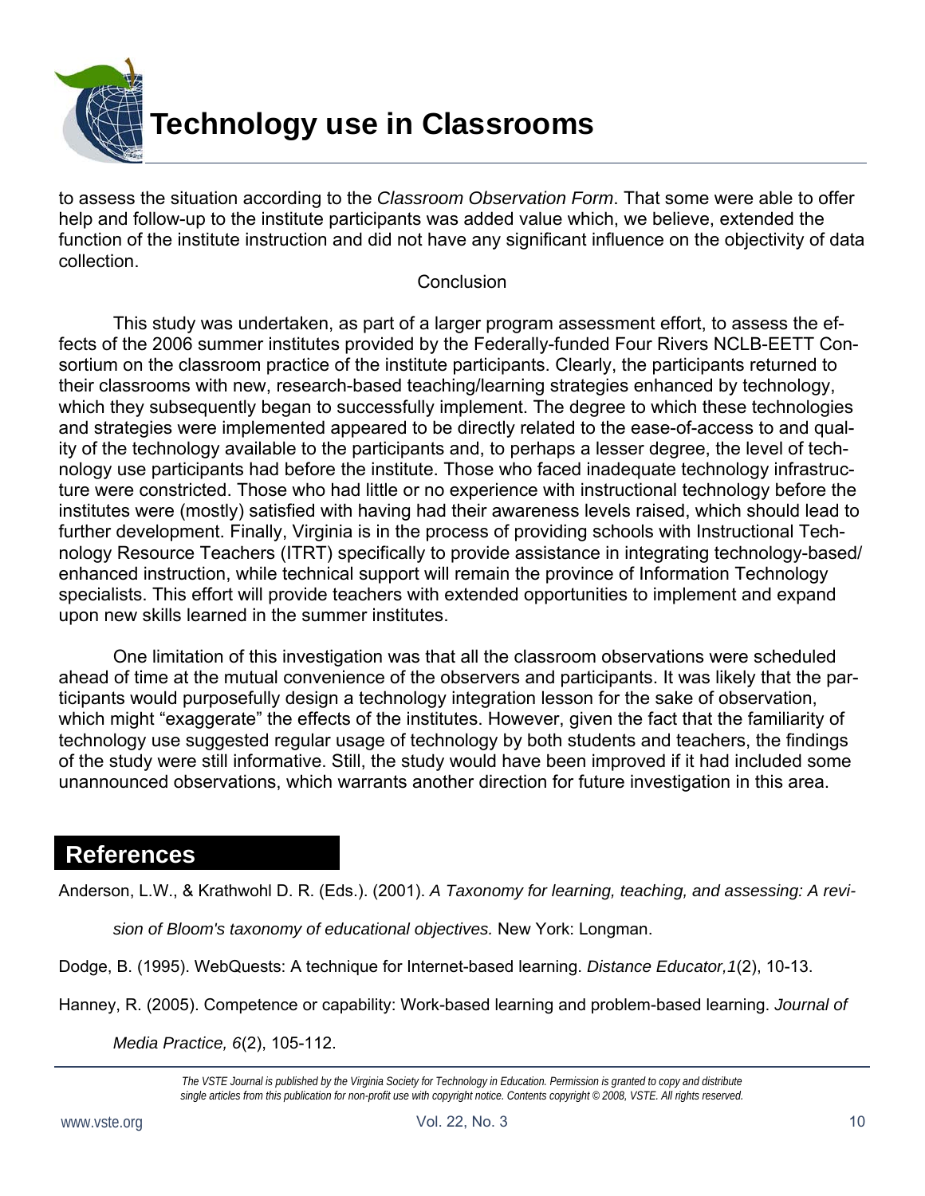to assess the situation according to the *Classroom Observation Form*. That some were able to offer help and follow-up to the institute participants was added value which, we believe, extended the function of the institute instruction and did not have any significant influence on the objectivity of data collection.

## Conclusion

This study was undertaken, as part of a larger program assessment effort, to assess the effects of the 2006 summer institutes provided by the Federally-funded Four Rivers NCLB-EETT Consortium on the classroom practice of the institute participants. Clearly, the participants returned to their classrooms with new, research-based teaching/learning strategies enhanced by technology, which they subsequently began to successfully implement. The degree to which these technologies and strategies were implemented appeared to be directly related to the ease-of-access to and quality of the technology available to the participants and, to perhaps a lesser degree, the level of technology use participants had before the institute. Those who faced inadequate technology infrastructure were constricted. Those who had little or no experience with instructional technology before the institutes were (mostly) satisfied with having had their awareness levels raised, which should lead to further development. Finally, Virginia is in the process of providing schools with Instructional Technology Resource Teachers (ITRT) specifically to provide assistance in integrating technology-based/enhanced instruction, while technical support will remain the province of Information Technology specialists. This effort will provide teachers with extended opportunities to implement and expand upon new skills learned in the summer institutes.

One limitation of this investigation was that all the classroom observations were scheduled ahead of time at the mutual convenience of the observers and participants. It was likely that the participants would purposefully design a technology integration lesson for the sake of observation, which might "exaggerate" the effects of the institutes. However, given the fact that the familiarity of technology use suggested regular usage of technology by both students and teachers, the findings of the study were still informative. Still, the study would have been improved if it had included some unannounced observations, which warrants another direction for future investigation in this area.

## References

Anderson, L.W., & Krathwohl D. R. (Eds.). (2001). *A Taxonomy for learning, teaching, and assessing: A revision of Bloom's taxonomy of educational objectives.* New York: Longman.

Dodge, B. (1995). WebQuests: A technique for Internet-based learning. *Distance Educator,1*(2), 10-13.

Hanney, R. (2005). Competence or capability: Work-based learning and problem-based learning. *Journal of Media Practice, 6*(2), 105-112.

*The VSTE Journal is published by the Virginia Society for Technology in Education. Permission is granted to copy and distribute single articles from this publication for non-profit use with copyright notice. Contents copyright © 2008, VSTE. All rights reserved.*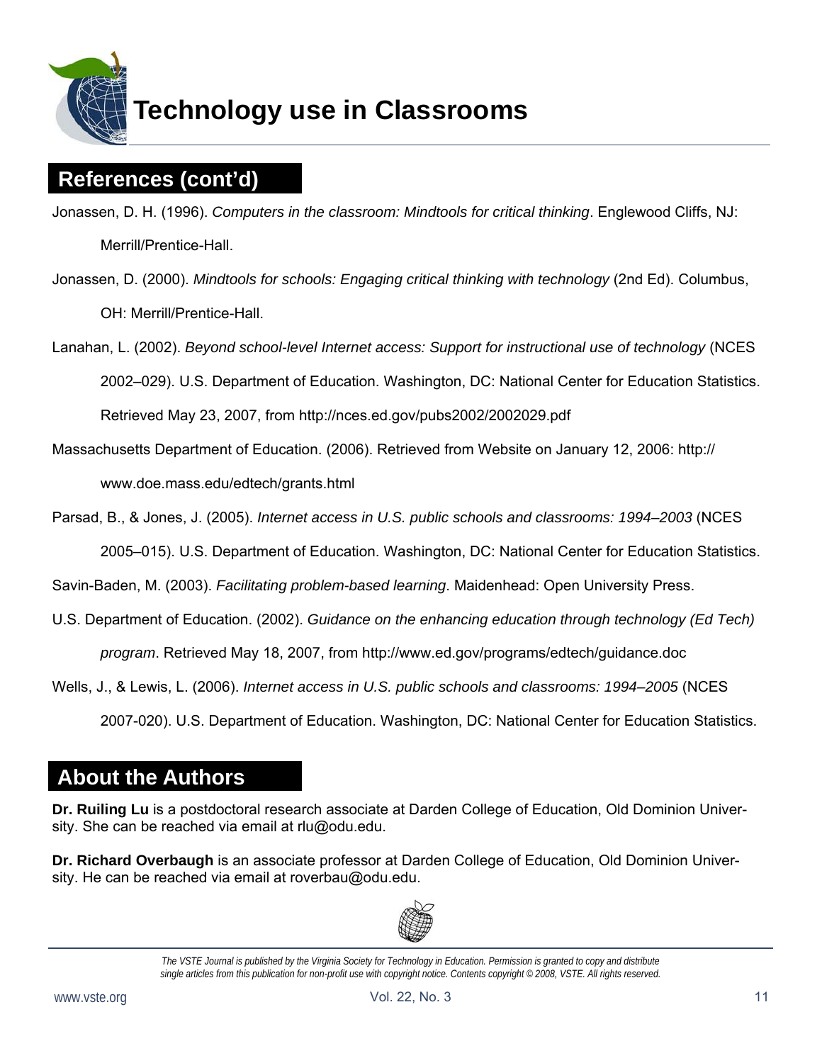## References (cont'd)

Jonassen, D. H. (1996). *Computers in the classroom: Mindtools for critical thinking*. Englewood Cliffs, NJ: Merrill/Prentice-Hall.

Jonassen, D. (2000). *Mindtools for schools: Engaging critical thinking with technology* (2nd Ed). Columbus, OH: Merrill/Prentice-Hall.

Lanahan, L. (2002). *Beyond school-level Internet access: Support for instructional use of technology* (NCES 2002–029). U.S. Department of Education. Washington, DC: National Center for Education Statistics. Retrieved May 23, 2007, from http://nces.ed.gov/pubs2002/2002029.pdf

Massachusetts Department of Education. (2006). Retrieved from Website on January 12, 2006: http://www.doe.mass.edu/edtech/grants.html

Parsad, B., & Jones, J. (2005). *Internet access in U.S. public schools and classrooms: 1994–2003* (NCES 2005–015). U.S. Department of Education. Washington, DC: National Center for Education Statistics.

Savin-Baden, M. (2003). *Facilitating problem-based learning*. Maidenhead: Open University Press.

U.S. Department of Education. (2002). *Guidance on the enhancing education through technology (Ed Tech) program*. Retrieved May 18, 2007, from http://www.ed.gov/programs/edtech/guidance.doc

Wells, J., & Lewis, L. (2006). *Internet access in U.S. public schools and classrooms: 1994–2005* (NCES 2007-020). U.S. Department of Education. Washington, DC: National Center for Education Statistics.

## About the Authors

**Dr. Ruiling Lu** is a postdoctoral research associate at Darden College of Education, Old Dominion University. She can be reached via email at rlu@odu.edu.

**Dr. Richard Overbaugh** is an associate professor at Darden College of Education, Old Dominion University. He can be reached via email at roverbau@odu.edu.

*The VSTE Journal is published by the Virginia Society for Technology in Education. Permission is granted to copy and distribute single articles from this publication for non-profit use with copyright notice. Contents copyright © 2008, VSTE. All rights reserved.*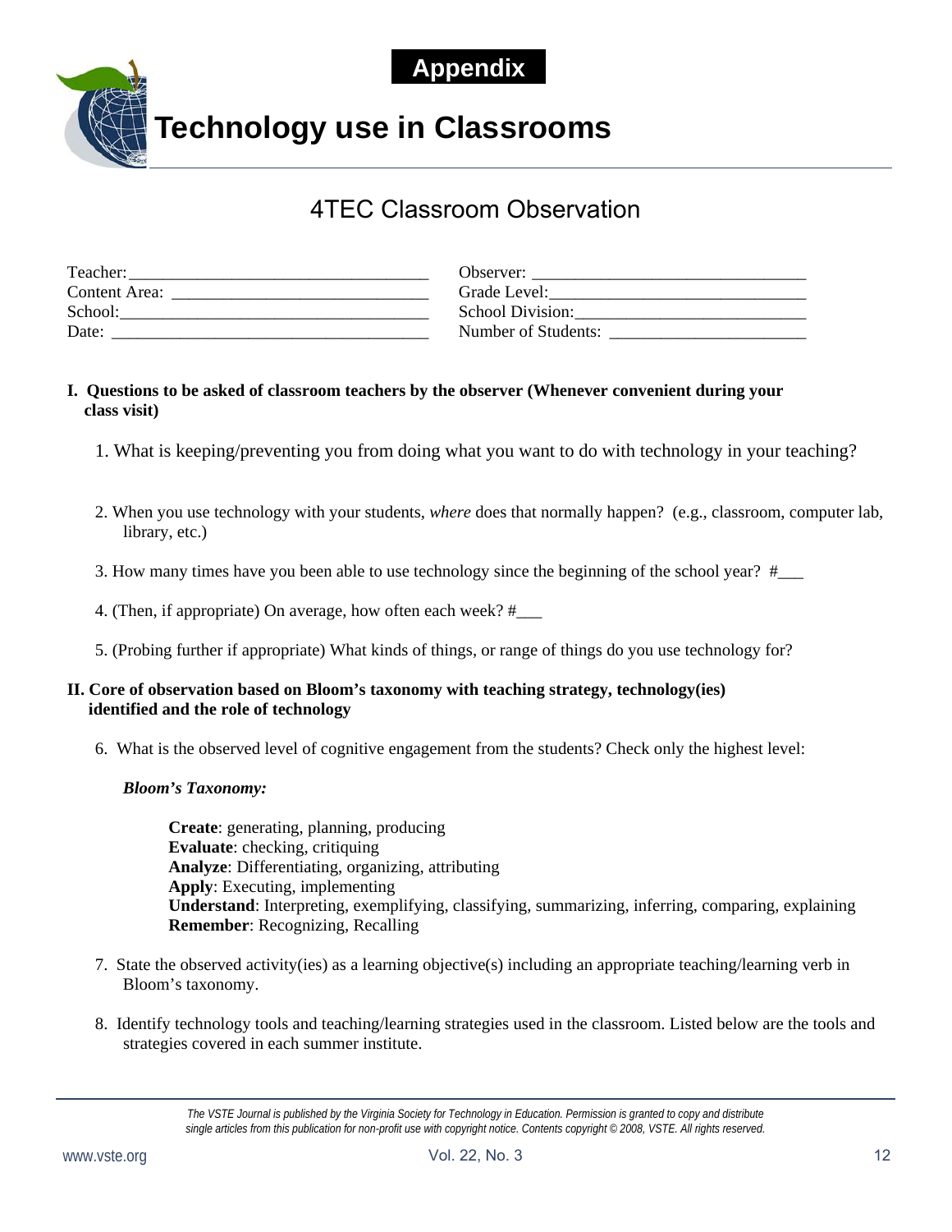**Appendix**

# Technology use in Classrooms

## 4TEC Classroom Observation

| | |
|---|---|
| Teacher:___________________________________ | Observer: _______________________________ |
| Content Area: _____________________________ | Grade Level:______________________________ |
| School:____________________________________ | School Division:___________________________ |
| Date: _____________________________________ | Number of Students: _______________________ |

**I. Questions to be asked of classroom teachers by the observer (Whenever convenient during your class visit)**

1. What is keeping/preventing you from doing what you want to do with technology in your teaching?

2. When you use technology with your students, *where* does that normally happen? (e.g., classroom, computer lab, library, etc.)

3. How many times have you been able to use technology since the beginning of the school year? #___

4. (Then, if appropriate) On average, how often each week? #___

5. (Probing further if appropriate) What kinds of things, or range of things do you use technology for?

**II. Core of observation based on Bloom's taxonomy with teaching strategy, technology(ies) identified and the role of technology**

6. What is the observed level of cognitive engagement from the students? Check only the highest level:

   ***Bloom's Taxonomy:***

   **Create**: generating, planning, producing
   **Evaluate**: checking, critiquing
   **Analyze**: Differentiating, organizing, attributing
   **Apply**: Executing, implementing
   **Understand**: Interpreting, exemplifying, classifying, summarizing, inferring, comparing, explaining
   **Remember**: Recognizing, Recalling

7. State the observed activity(ies) as a learning objective(s) including an appropriate teaching/learning verb in Bloom's taxonomy.

8. Identify technology tools and teaching/learning strategies used in the classroom. Listed below are the tools and strategies covered in each summer institute.

*The VSTE Journal is published by the Virginia Society for Technology in Education. Permission is granted to copy and distribute single articles from this publication for non-profit use with copyright notice. Contents copyright © 2008, VSTE. All rights reserved.*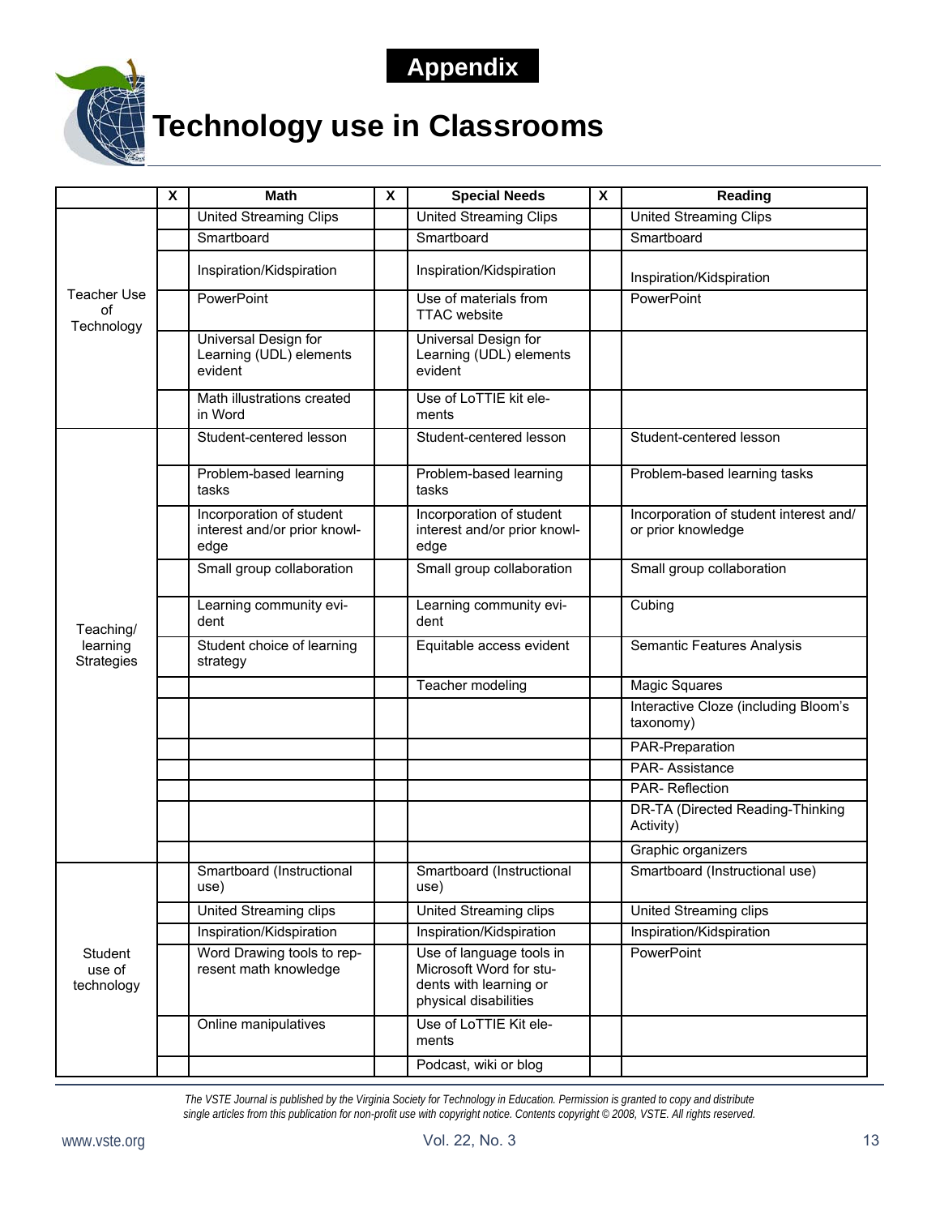# Appendix

# Technology use in Classrooms

| | X | Math | X | Special Needs | X | Reading |
|---|---|---|---|---|---|---|
| Teacher Use of Technology | | United Streaming Clips | | United Streaming Clips | | United Streaming Clips |
| | | Smartboard | | Smartboard | | Smartboard |
| | | Inspiration/Kidspiration | | Inspiration/Kidspiration | | Inspiration/Kidspiration |
| | | PowerPoint | | Use of materials from TTAC website | | PowerPoint |
| | | Universal Design for Learning (UDL) elements evident | | Universal Design for Learning (UDL) elements evident | | |
| | | Math illustrations created in Word | | Use of LoTTIE kit elements | | |
| Teaching/ learning Strategies | | Student-centered lesson | | Student-centered lesson | | Student-centered lesson |
| | | Problem-based learning tasks | | Problem-based learning tasks | | Problem-based learning tasks |
| | | Incorporation of student interest and/or prior knowledge | | Incorporation of student interest and/or prior knowledge | | Incorporation of student interest and/ or prior knowledge |
| | | Small group collaboration | | Small group collaboration | | Small group collaboration |
| | | Learning community evident | | Learning community evident | | Cubing |
| | | Student choice of learning strategy | | Equitable access evident | | Semantic Features Analysis |
| | | | | Teacher modeling | | Magic Squares |
| | | | | | | Interactive Cloze (including Bloom's taxonomy) |
| | | | | | | PAR-Preparation |
| | | | | | | PAR- Assistance |
| | | | | | | PAR- Reflection |
| | | | | | | DR-TA (Directed Reading-Thinking Activity) |
| | | | | | | Graphic organizers |
| Student use of technology | | Smartboard (Instructional use) | | Smartboard (Instructional use) | | Smartboard (Instructional use) |
| | | United Streaming clips | | United Streaming clips | | United Streaming clips |
| | | Inspiration/Kidspiration | | Inspiration/Kidspiration | | Inspiration/Kidspiration |
| | | Word Drawing tools to represent math knowledge | | Use of language tools in Microsoft Word for students with learning or physical disabilities | | PowerPoint |
| | | Online manipulatives | | Use of LoTTIE Kit elements | | |
| | | | | Podcast, wiki or blog | | |

*The VSTE Journal is published by the Virginia Society for Technology in Education. Permission is granted to copy and distribute single articles from this publication for non-profit use with copyright notice. Contents copyright © 2008, VSTE. All rights reserved.*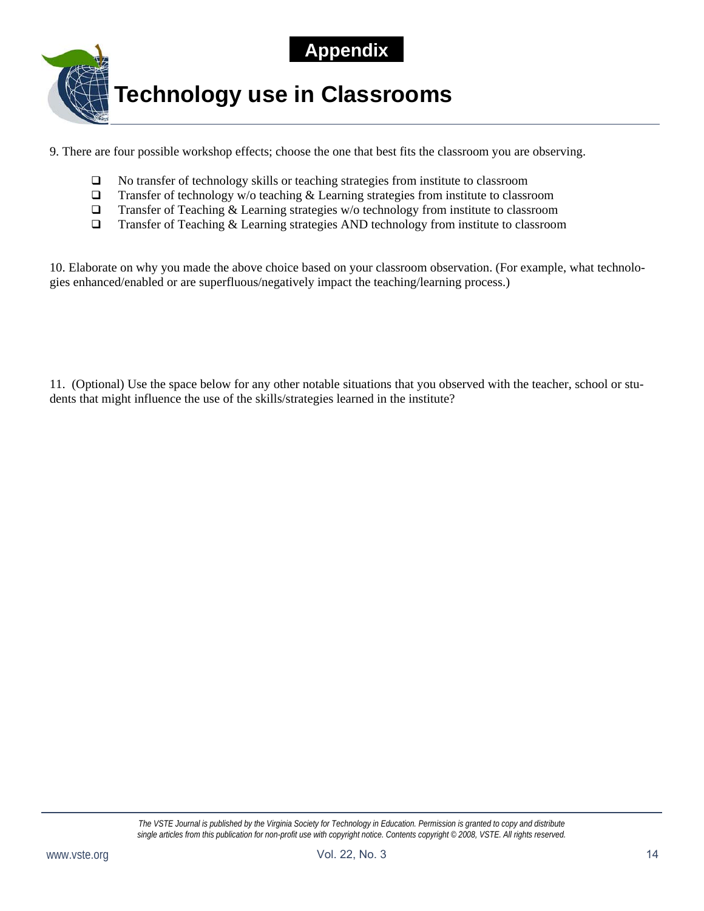**Appendix**

# Technology use in Classrooms

9. There are four possible workshop effects; choose the one that best fits the classroom you are observing.

- ❑ No transfer of technology skills or teaching strategies from institute to classroom
- ❑ Transfer of technology w/o teaching & Learning strategies from institute to classroom
- ❑ Transfer of Teaching & Learning strategies w/o technology from institute to classroom
- ❑ Transfer of Teaching & Learning strategies AND technology from institute to classroom

10. Elaborate on why you made the above choice based on your classroom observation. (For example, what technologies enhanced/enabled or are superfluous/negatively impact the teaching/learning process.)

11. (Optional) Use the space below for any other notable situations that you observed with the teacher, school or students that might influence the use of the skills/strategies learned in the institute?

*The VSTE Journal is published by the Virginia Society for Technology in Education. Permission is granted to copy and distribute single articles from this publication for non-profit use with copyright notice. Contents copyright © 2008, VSTE. All rights reserved.*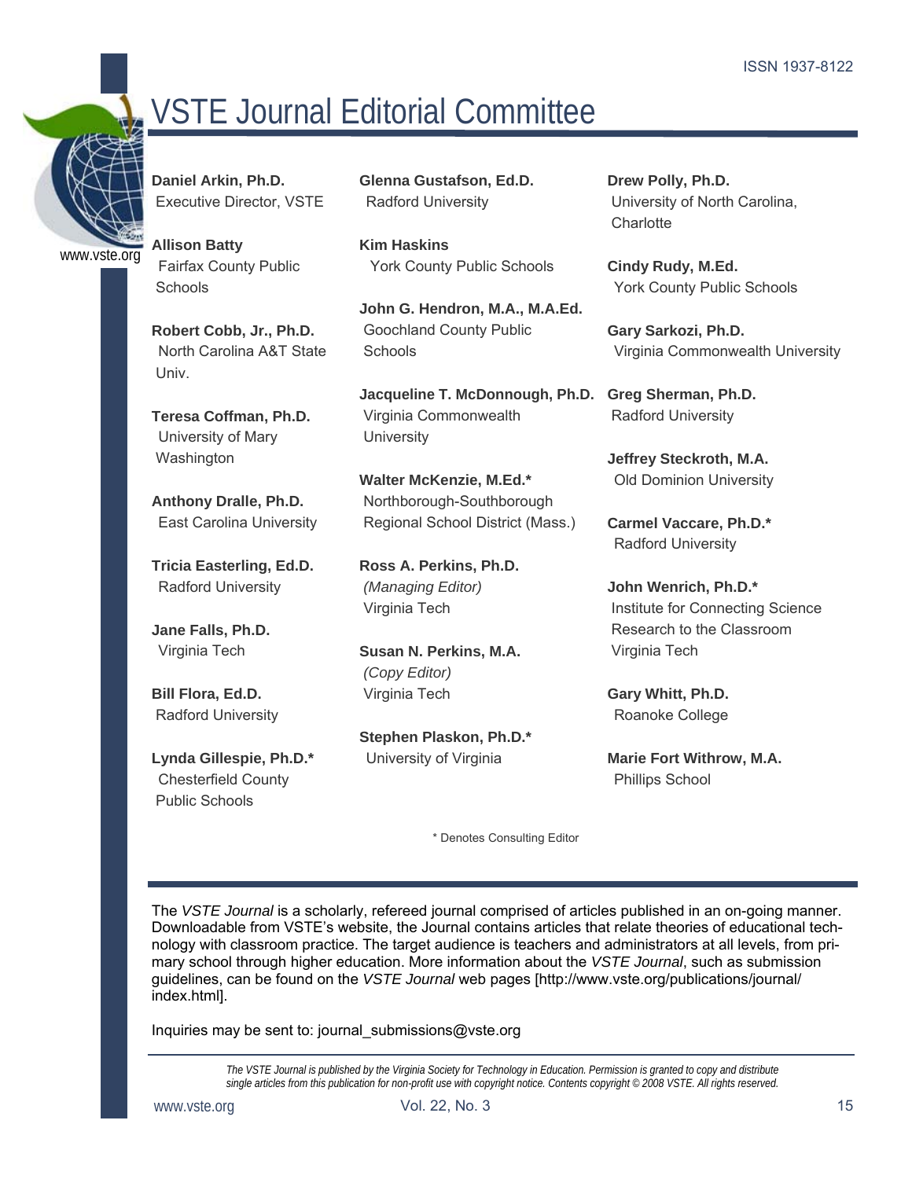ISSN 1937-8122

# VSTE Journal Editorial Committee

**Daniel Arkin, Ph.D.**
Executive Director, VSTE

**Allison Batty**
Fairfax County Public Schools

**Robert Cobb, Jr., Ph.D.**
North Carolina A&T State Univ.

**Teresa Coffman, Ph.D.**
University of Mary Washington

**Anthony Dralle, Ph.D.**
East Carolina University

**Tricia Easterling, Ed.D.**
Radford University

**Jane Falls, Ph.D.**
Virginia Tech

**Bill Flora, Ed.D.**
Radford University

**Lynda Gillespie, Ph.D.***
Chesterfield County Public Schools

**Glenna Gustafson, Ed.D.**
Radford University

**Kim Haskins**
York County Public Schools

**John G. Hendron, M.A., M.A.Ed.**
Goochland County Public Schools

**Jacqueline T. McDonnough, Ph.D.**
Virginia Commonwealth University

**Walter McKenzie, M.Ed.***
Northborough-Southborough Regional School District (Mass.)

**Ross A. Perkins, Ph.D.**
*(Managing Editor)*
Virginia Tech

**Susan N. Perkins, M.A.**
*(Copy Editor)*
Virginia Tech

**Stephen Plaskon, Ph.D.***
University of Virginia

**Drew Polly, Ph.D.**
University of North Carolina, Charlotte

**Cindy Rudy, M.Ed.**
York County Public Schools

**Gary Sarkozi, Ph.D.**
Virginia Commonwealth University

**Greg Sherman, Ph.D.**
Radford University

**Jeffrey Steckroth, M.A.**
Old Dominion University

**Carmel Vaccare, Ph.D.***
Radford University

**John Wenrich, Ph.D.***
Institute for Connecting Science Research to the Classroom
Virginia Tech

**Gary Whitt, Ph.D.**
Roanoke College

**Marie Fort Withrow, M.A.**
Phillips School

* Denotes Consulting Editor

The *VSTE Journal* is a scholarly, refereed journal comprised of articles published in an on-going manner. Downloadable from VSTE's website, the Journal contains articles that relate theories of educational technology with classroom practice. The target audience is teachers and administrators at all levels, from primary school through higher education. More information about the *VSTE Journal*, such as submission guidelines, can be found on the *VSTE Journal* web pages [http://www.vste.org/publications/journal/index.html].

Inquiries may be sent to: journal_submissions@vste.org

*The VSTE Journal is published by the Virginia Society for Technology in Education. Permission is granted to copy and distribute single articles from this publication for non-profit use with copyright notice. Contents copyright © 2008 VSTE. All rights reserved.*